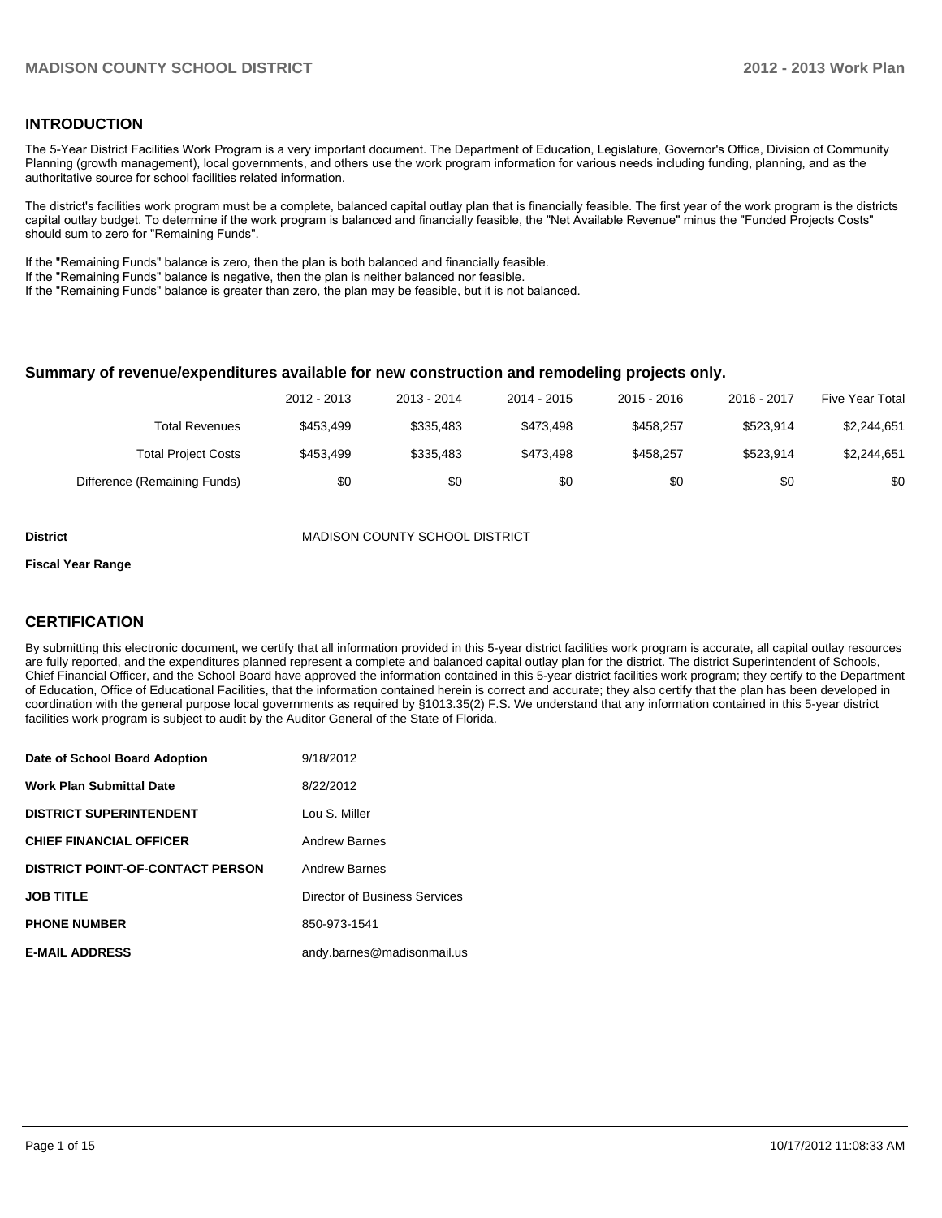## INTRODUCTION

The 5-Year District Facilities Work Program is a very important document. The Department of Education, Legislature, Governor's Office, Division of Community Planning (growth management), local governments, and others use the work program information for various needs including funding, planning, and as the authoritative source for school facilities related information.

The district's facilities work program must be a complete, balanced capital outlay plan that is financially feasible. The first year of the work program is the districts capital outlay budget. To determine if the work program is balanced and financially feasible, the "Net Available Revenue" minus the "Funded Projects Costs" should sum to zero for "Remaining Funds".

If the "Remaining Funds" balance is zero, then the plan is both balanced and financially feasible.
If the "Remaining Funds" balance is negative, then the plan is neither balanced nor feasible.
If the "Remaining Funds" balance is greater than zero, the plan may be feasible, but it is not balanced.

### Summary of revenue/expenditures available for new construction and remodeling projects only.

| | 2012 - 2013 | 2013 - 2014 | 2014 - 2015 | 2015 - 2016 | 2016 - 2017 | Five Year Total |
|---|---|---|---|---|---|---|
| Total Revenues | $453,499 | $335,483 | $473,498 | $458,257 | $523,914 | $2,244,651 |
| Total Project Costs | $453,499 | $335,483 | $473,498 | $458,257 | $523,914 | $2,244,651 |
| Difference (Remaining Funds) | $0 | $0 | $0 | $0 | $0 | $0 |

**District** MADISON COUNTY SCHOOL DISTRICT

**Fiscal Year Range**

## CERTIFICATION

By submitting this electronic document, we certify that all information provided in this 5-year district facilities work program is accurate, all capital outlay resources are fully reported, and the expenditures planned represent a complete and balanced capital outlay plan for the district. The district Superintendent of Schools, Chief Financial Officer, and the School Board have approved the information contained in this 5-year district facilities work program; they certify to the Department of Education, Office of Educational Facilities, that the information contained herein is correct and accurate; they also certify that the plan has been developed in coordination with the general purpose local governments as required by §1013.35(2) F.S. We understand that any information contained in this 5-year district facilities work program is subject to audit by the Auditor General of the State of Florida.

| | |
|---|---|
| **Date of School Board Adoption** | 9/18/2012 |
| **Work Plan Submittal Date** | 8/22/2012 |
| **DISTRICT SUPERINTENDENT** | Lou S. Miller |
| **CHIEF FINANCIAL OFFICER** | Andrew Barnes |
| **DISTRICT POINT-OF-CONTACT PERSON** | Andrew Barnes |
| **JOB TITLE** | Director of Business Services |
| **PHONE NUMBER** | 850-973-1541 |
| **E-MAIL ADDRESS** | andy.barnes@madisonmail.us |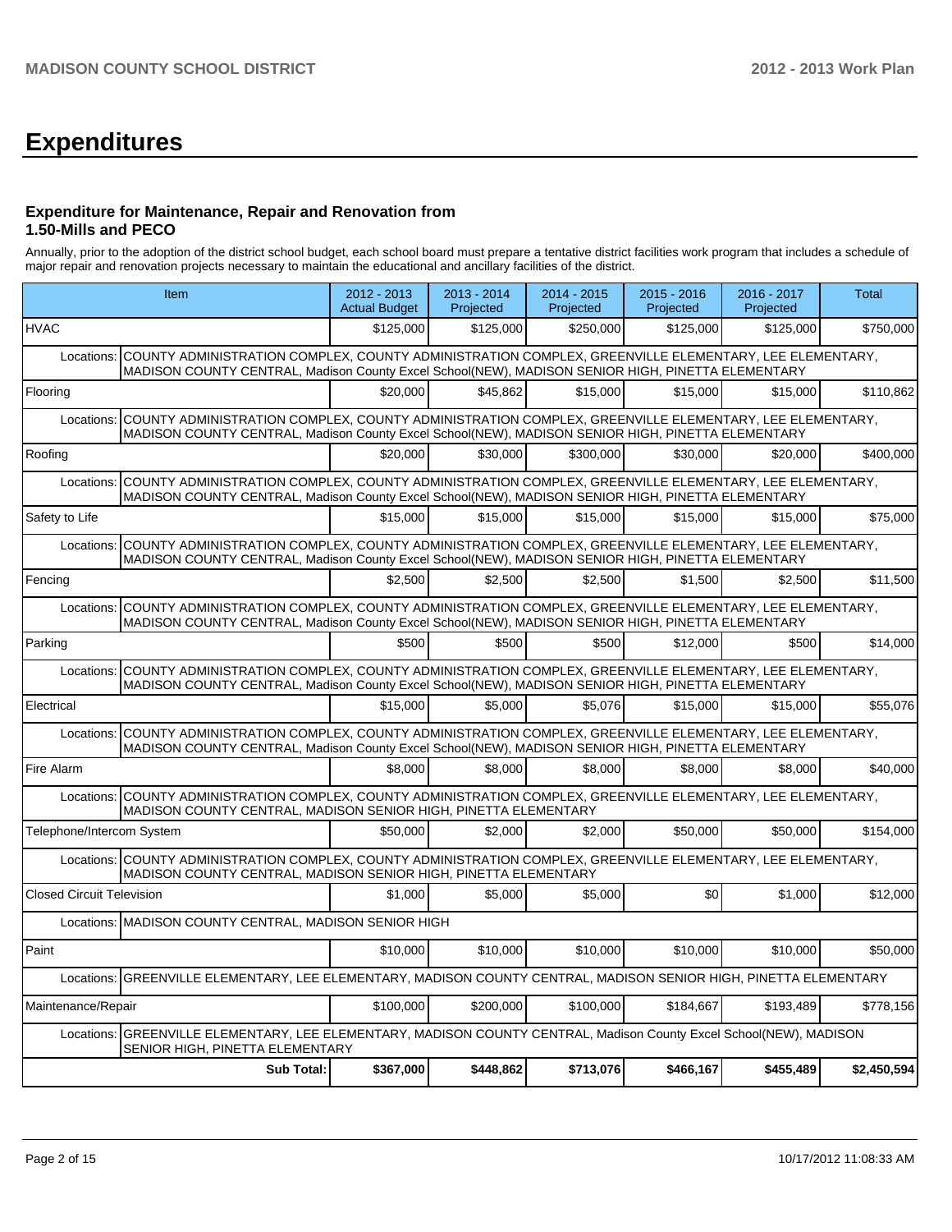# Expenditures

### Expenditure for Maintenance, Repair and Renovation from 1.50-Mills and PECO

Annually, prior to the adoption of the district school budget, each school board must prepare a tentative district facilities work program that includes a schedule of major repair and renovation projects necessary to maintain the educational and ancillary facilities of the district.

| Item | | 2012 - 2013 Actual Budget | 2013 - 2014 Projected | 2014 - 2015 Projected | 2015 - 2016 Projected | 2016 - 2017 Projected | Total |
|---|---|---|---|---|---|---|---|
| HVAC | | $125,000 | $125,000 | $250,000 | $125,000 | $125,000 | $750,000 |
| Locations: | COUNTY ADMINISTRATION COMPLEX, COUNTY ADMINISTRATION COMPLEX, GREENVILLE ELEMENTARY, LEE ELEMENTARY, MADISON COUNTY CENTRAL, Madison County Excel School(NEW), MADISON SENIOR HIGH, PINETTA ELEMENTARY | | | | | | |
| Flooring | | $20,000 | $45,862 | $15,000 | $15,000 | $15,000 | $110,862 |
| Locations: | COUNTY ADMINISTRATION COMPLEX, COUNTY ADMINISTRATION COMPLEX, GREENVILLE ELEMENTARY, LEE ELEMENTARY, MADISON COUNTY CENTRAL, Madison County Excel School(NEW), MADISON SENIOR HIGH, PINETTA ELEMENTARY | | | | | | |
| Roofing | | $20,000 | $30,000 | $300,000 | $30,000 | $20,000 | $400,000 |
| Locations: | COUNTY ADMINISTRATION COMPLEX, COUNTY ADMINISTRATION COMPLEX, GREENVILLE ELEMENTARY, LEE ELEMENTARY, MADISON COUNTY CENTRAL, Madison County Excel School(NEW), MADISON SENIOR HIGH, PINETTA ELEMENTARY | | | | | | |
| Safety to Life | | $15,000 | $15,000 | $15,000 | $15,000 | $15,000 | $75,000 |
| Locations: | COUNTY ADMINISTRATION COMPLEX, COUNTY ADMINISTRATION COMPLEX, GREENVILLE ELEMENTARY, LEE ELEMENTARY, MADISON COUNTY CENTRAL, Madison County Excel School(NEW), MADISON SENIOR HIGH, PINETTA ELEMENTARY | | | | | | |
| Fencing | | $2,500 | $2,500 | $2,500 | $1,500 | $2,500 | $11,500 |
| Locations: | COUNTY ADMINISTRATION COMPLEX, COUNTY ADMINISTRATION COMPLEX, GREENVILLE ELEMENTARY, LEE ELEMENTARY, MADISON COUNTY CENTRAL, Madison County Excel School(NEW), MADISON SENIOR HIGH, PINETTA ELEMENTARY | | | | | | |
| Parking | | $500 | $500 | $500 | $12,000 | $500 | $14,000 |
| Locations: | COUNTY ADMINISTRATION COMPLEX, COUNTY ADMINISTRATION COMPLEX, GREENVILLE ELEMENTARY, LEE ELEMENTARY, MADISON COUNTY CENTRAL, Madison County Excel School(NEW), MADISON SENIOR HIGH, PINETTA ELEMENTARY | | | | | | |
| Electrical | | $15,000 | $5,000 | $5,076 | $15,000 | $15,000 | $55,076 |
| Locations: | COUNTY ADMINISTRATION COMPLEX, COUNTY ADMINISTRATION COMPLEX, GREENVILLE ELEMENTARY, LEE ELEMENTARY, MADISON COUNTY CENTRAL, Madison County Excel School(NEW), MADISON SENIOR HIGH, PINETTA ELEMENTARY | | | | | | |
| Fire Alarm | | $8,000 | $8,000 | $8,000 | $8,000 | $8,000 | $40,000 |
| Locations: | COUNTY ADMINISTRATION COMPLEX, COUNTY ADMINISTRATION COMPLEX, GREENVILLE ELEMENTARY, LEE ELEMENTARY, MADISON COUNTY CENTRAL, MADISON SENIOR HIGH, PINETTA ELEMENTARY | | | | | | |
| Telephone/Intercom System | | $50,000 | $2,000 | $2,000 | $50,000 | $50,000 | $154,000 |
| Locations: | COUNTY ADMINISTRATION COMPLEX, COUNTY ADMINISTRATION COMPLEX, GREENVILLE ELEMENTARY, LEE ELEMENTARY, MADISON COUNTY CENTRAL, MADISON SENIOR HIGH, PINETTA ELEMENTARY | | | | | | |
| Closed Circuit Television | | $1,000 | $5,000 | $5,000 | $0 | $1,000 | $12,000 |
| Locations: | MADISON COUNTY CENTRAL, MADISON SENIOR HIGH | | | | | | |
| Paint | | $10,000 | $10,000 | $10,000 | $10,000 | $10,000 | $50,000 |
| Locations: | GREENVILLE ELEMENTARY, LEE ELEMENTARY, MADISON COUNTY CENTRAL, MADISON SENIOR HIGH, PINETTA ELEMENTARY | | | | | | |
| Maintenance/Repair | | $100,000 | $200,000 | $100,000 | $184,667 | $193,489 | $778,156 |
| Locations: | GREENVILLE ELEMENTARY, LEE ELEMENTARY, MADISON COUNTY CENTRAL, Madison County Excel School(NEW), MADISON SENIOR HIGH, PINETTA ELEMENTARY | | | | | | |
| | **Sub Total:** | **$367,000** | **$448,862** | **$713,076** | **$466,167** | **$455,489** | **$2,450,594** |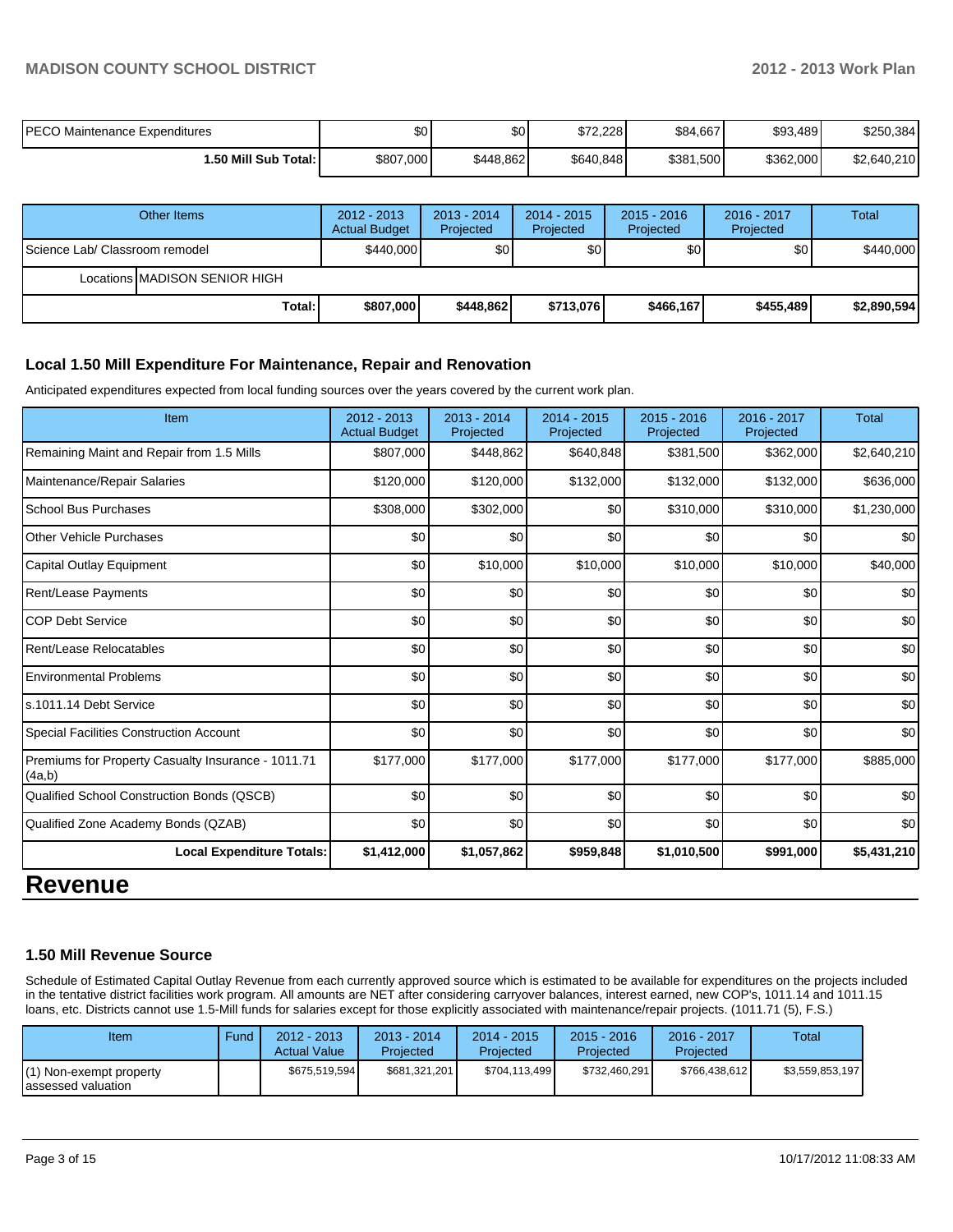| | | | | | | |
|---|---|---|---|---|---|---|
| PECO Maintenance Expenditures | $0 | $0 | $72,228 | $84,667 | $93,489 | $250,384 |
| **1.50 Mill Sub Total:** | $807,000 | $448,862 | $640,848 | $381,500 | $362,000 | $2,640,210 |

| Other Items | 2012 - 2013 Actual Budget | 2013 - 2014 Projected | 2014 - 2015 Projected | 2015 - 2016 Projected | 2016 - 2017 Projected | Total |
|---|---|---|---|---|---|---|
| Science Lab/ Classroom remodel | $440,000 | $0 | $0 | $0 | $0 | $440,000 |
| Locations MADISON SENIOR HIGH | | | | | | |
| **Total:** | **$807,000** | **$448,862** | **$713,076** | **$466,167** | **$455,489** | **$2,890,594** |

### Local 1.50 Mill Expenditure For Maintenance, Repair and Renovation

Anticipated expenditures expected from local funding sources over the years covered by the current work plan.

| Item | 2012 - 2013 Actual Budget | 2013 - 2014 Projected | 2014 - 2015 Projected | 2015 - 2016 Projected | 2016 - 2017 Projected | Total |
|---|---|---|---|---|---|---|
| Remaining Maint and Repair from 1.5 Mills | $807,000 | $448,862 | $640,848 | $381,500 | $362,000 | $2,640,210 |
| Maintenance/Repair Salaries | $120,000 | $120,000 | $132,000 | $132,000 | $132,000 | $636,000 |
| School Bus Purchases | $308,000 | $302,000 | $0 | $310,000 | $310,000 | $1,230,000 |
| Other Vehicle Purchases | $0 | $0 | $0 | $0 | $0 | $0 |
| Capital Outlay Equipment | $0 | $10,000 | $10,000 | $10,000 | $10,000 | $40,000 |
| Rent/Lease Payments | $0 | $0 | $0 | $0 | $0 | $0 |
| COP Debt Service | $0 | $0 | $0 | $0 | $0 | $0 |
| Rent/Lease Relocatables | $0 | $0 | $0 | $0 | $0 | $0 |
| Environmental Problems | $0 | $0 | $0 | $0 | $0 | $0 |
| s.1011.14 Debt Service | $0 | $0 | $0 | $0 | $0 | $0 |
| Special Facilities Construction Account | $0 | $0 | $0 | $0 | $0 | $0 |
| Premiums for Property Casualty Insurance - 1011.71 (4a,b) | $177,000 | $177,000 | $177,000 | $177,000 | $177,000 | $885,000 |
| Qualified School Construction Bonds (QSCB) | $0 | $0 | $0 | $0 | $0 | $0 |
| Qualified Zone Academy Bonds (QZAB) | $0 | $0 | $0 | $0 | $0 | $0 |
| **Local Expenditure Totals:** | **$1,412,000** | **$1,057,862** | **$959,848** | **$1,010,500** | **$991,000** | **$5,431,210** |

# Revenue

### 1.50 Mill Revenue Source

Schedule of Estimated Capital Outlay Revenue from each currently approved source which is estimated to be available for expenditures on the projects included in the tentative district facilities work program. All amounts are NET after considering carryover balances, interest earned, new COP's, 1011.14 and 1011.15 loans, etc. Districts cannot use 1.5-Mill funds for salaries except for those explicitly associated with maintenance/repair projects. (1011.71 (5), F.S.)

| Item | Fund | 2012 - 2013 Actual Value | 2013 - 2014 Projected | 2014 - 2015 Projected | 2015 - 2016 Projected | 2016 - 2017 Projected | Total |
|---|---|---|---|---|---|---|---|
| (1) Non-exempt property assessed valuation | | $675,519,594 | $681,321,201 | $704,113,499 | $732,460,291 | $766,438,612 | $3,559,853,197 |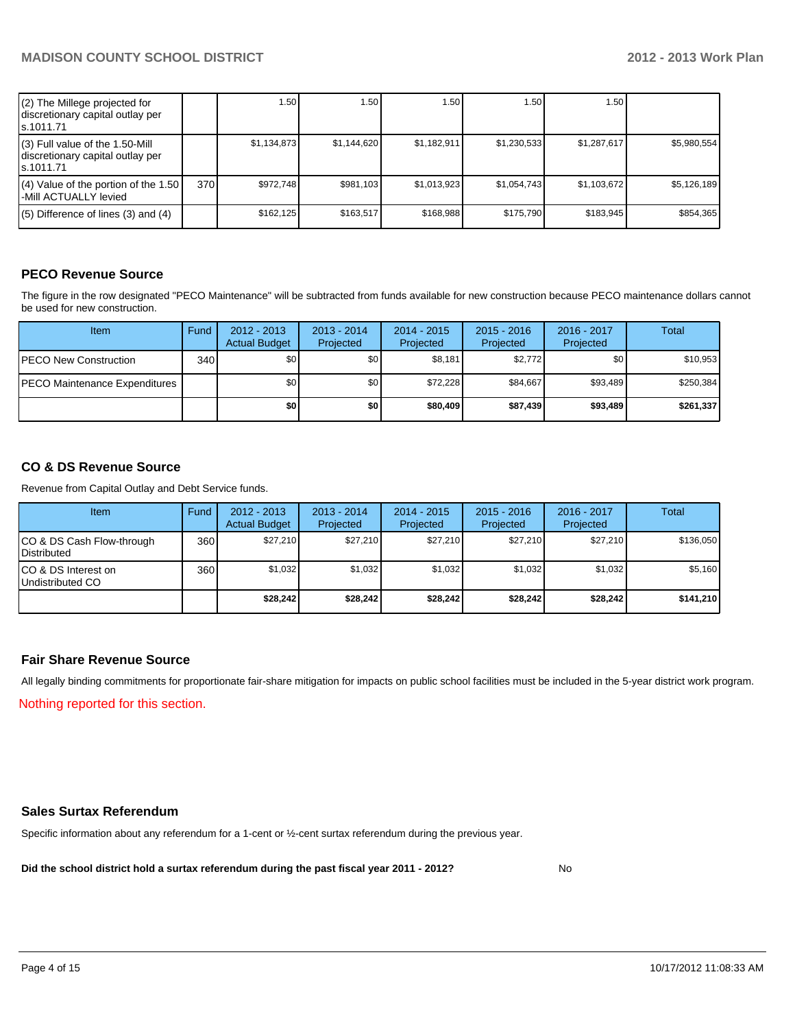| (2) The Millege projected for discretionary capital outlay per s.1011.71 | | 1.50 | 1.50 | 1.50 | 1.50 | 1.50 | |
|---|---|---|---|---|---|---|---|
| (3) Full value of the 1.50-Mill discretionary capital outlay per s.1011.71 | | $1,134,873 | $1,144,620 | $1,182,911 | $1,230,533 | $1,287,617 | $5,980,554 |
| (4) Value of the portion of the 1.50 -Mill ACTUALLY levied | 370 | $972,748 | $981,103 | $1,013,923 | $1,054,743 | $1,103,672 | $5,126,189 |
| (5) Difference of lines (3) and (4) | | $162,125 | $163,517 | $168,988 | $175,790 | $183,945 | $854,365 |

## PECO Revenue Source

The figure in the row designated "PECO Maintenance" will be subtracted from funds available for new construction because PECO maintenance dollars cannot be used for new construction.

| Item | Fund | 2012 - 2013 Actual Budget | 2013 - 2014 Projected | 2014 - 2015 Projected | 2015 - 2016 Projected | 2016 - 2017 Projected | Total |
|---|---|---|---|---|---|---|---|
| PECO New Construction | 340 | $0 | $0 | $8,181 | $2,772 | $0 | $10,953 |
| PECO Maintenance Expenditures | | $0 | $0 | $72,228 | $84,667 | $93,489 | $250,384 |
| | | **$0** | **$0** | **$80,409** | **$87,439** | **$93,489** | **$261,337** |

## CO & DS Revenue Source

Revenue from Capital Outlay and Debt Service funds.

| Item | Fund | 2012 - 2013 Actual Budget | 2013 - 2014 Projected | 2014 - 2015 Projected | 2015 - 2016 Projected | 2016 - 2017 Projected | Total |
|---|---|---|---|---|---|---|---|
| CO & DS Cash Flow-through Distributed | 360 | $27,210 | $27,210 | $27,210 | $27,210 | $27,210 | $136,050 |
| CO & DS Interest on Undistributed CO | 360 | $1,032 | $1,032 | $1,032 | $1,032 | $1,032 | $5,160 |
| | | **$28,242** | **$28,242** | **$28,242** | **$28,242** | **$28,242** | **$141,210** |

## Fair Share Revenue Source

All legally binding commitments for proportionate fair-share mitigation for impacts on public school facilities must be included in the 5-year district work program.

Nothing reported for this section.

## Sales Surtax Referendum

Specific information about any referendum for a 1-cent or ½-cent surtax referendum during the previous year.

**Did the school district hold a surtax referendum during the past fiscal year 2011 - 2012?** No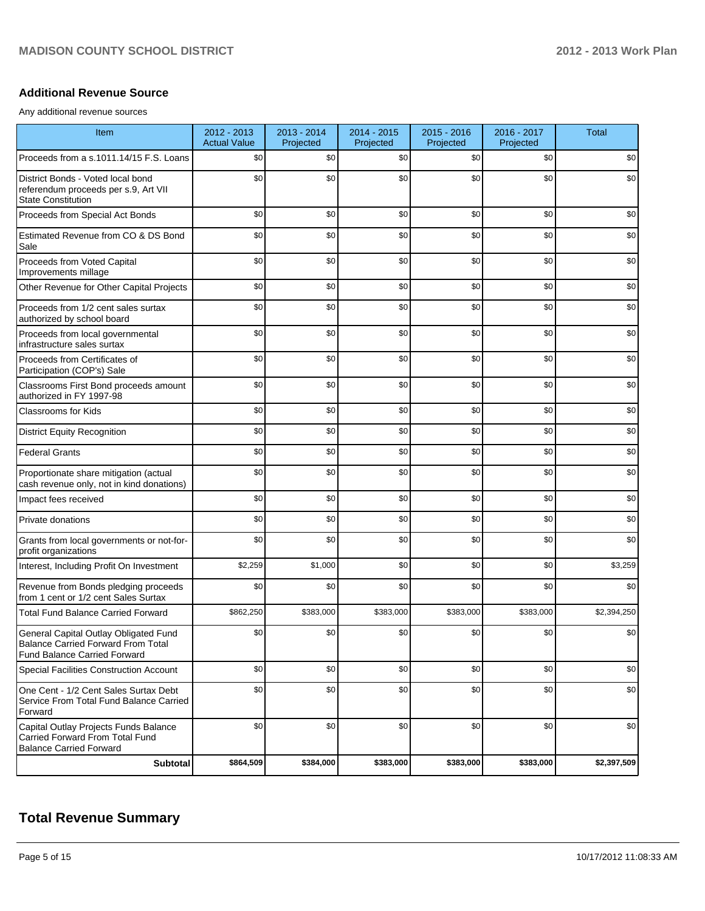## Additional Revenue Source

Any additional revenue sources

| Item | 2012 - 2013 Actual Value | 2013 - 2014 Projected | 2014 - 2015 Projected | 2015 - 2016 Projected | 2016 - 2017 Projected | Total |
|---|---|---|---|---|---|---|
| Proceeds from a s.1011.14/15 F.S. Loans | $0 | $0 | $0 | $0 | $0 | $0 |
| District Bonds - Voted local bond referendum proceeds per s.9, Art VII State Constitution | $0 | $0 | $0 | $0 | $0 | $0 |
| Proceeds from Special Act Bonds | $0 | $0 | $0 | $0 | $0 | $0 |
| Estimated Revenue from CO & DS Bond Sale | $0 | $0 | $0 | $0 | $0 | $0 |
| Proceeds from Voted Capital Improvements millage | $0 | $0 | $0 | $0 | $0 | $0 |
| Other Revenue for Other Capital Projects | $0 | $0 | $0 | $0 | $0 | $0 |
| Proceeds from 1/2 cent sales surtax authorized by school board | $0 | $0 | $0 | $0 | $0 | $0 |
| Proceeds from local governmental infrastructure sales surtax | $0 | $0 | $0 | $0 | $0 | $0 |
| Proceeds from Certificates of Participation (COP's) Sale | $0 | $0 | $0 | $0 | $0 | $0 |
| Classrooms First Bond proceeds amount authorized in FY 1997-98 | $0 | $0 | $0 | $0 | $0 | $0 |
| Classrooms for Kids | $0 | $0 | $0 | $0 | $0 | $0 |
| District Equity Recognition | $0 | $0 | $0 | $0 | $0 | $0 |
| Federal Grants | $0 | $0 | $0 | $0 | $0 | $0 |
| Proportionate share mitigation (actual cash revenue only, not in kind donations) | $0 | $0 | $0 | $0 | $0 | $0 |
| Impact fees received | $0 | $0 | $0 | $0 | $0 | $0 |
| Private donations | $0 | $0 | $0 | $0 | $0 | $0 |
| Grants from local governments or not-for-profit organizations | $0 | $0 | $0 | $0 | $0 | $0 |
| Interest, Including Profit On Investment | $2,259 | $1,000 | $0 | $0 | $0 | $3,259 |
| Revenue from Bonds pledging proceeds from 1 cent or 1/2 cent Sales Surtax | $0 | $0 | $0 | $0 | $0 | $0 |
| Total Fund Balance Carried Forward | $862,250 | $383,000 | $383,000 | $383,000 | $383,000 | $2,394,250 |
| General Capital Outlay Obligated Fund Balance Carried Forward From Total Fund Balance Carried Forward | $0 | $0 | $0 | $0 | $0 | $0 |
| Special Facilities Construction Account | $0 | $0 | $0 | $0 | $0 | $0 |
| One Cent - 1/2 Cent Sales Surtax Debt Service From Total Fund Balance Carried Forward | $0 | $0 | $0 | $0 | $0 | $0 |
| Capital Outlay Projects Funds Balance Carried Forward From Total Fund Balance Carried Forward | $0 | $0 | $0 | $0 | $0 | $0 |
| **Subtotal** | **$864,509** | **$384,000** | **$383,000** | **$383,000** | **$383,000** | **$2,397,509** |

# Total Revenue Summary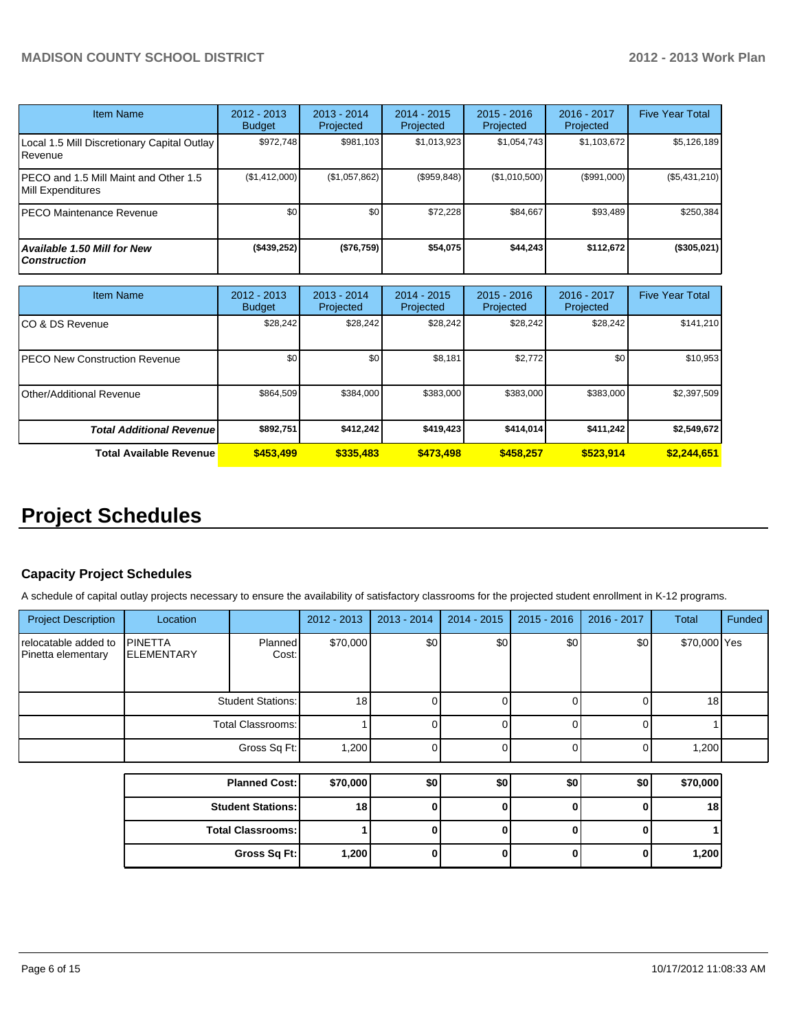| Item Name | 2012 - 2013 Budget | 2013 - 2014 Projected | 2014 - 2015 Projected | 2015 - 2016 Projected | 2016 - 2017 Projected | Five Year Total |
|---|---|---|---|---|---|---|
| Local 1.5 Mill Discretionary Capital Outlay Revenue | $972,748 | $981,103 | $1,013,923 | $1,054,743 | $1,103,672 | $5,126,189 |
| PECO and 1.5 Mill Maint and Other 1.5 Mill Expenditures | ($1,412,000) | ($1,057,862) | ($959,848) | ($1,010,500) | ($991,000) | ($5,431,210) |
| PECO Maintenance Revenue | $0 | $0 | $72,228 | $84,667 | $93,489 | $250,384 |
| ***Available 1.50 Mill for New Construction*** | **($439,252)** | **($76,759)** | **$54,075** | **$44,243** | **$112,672** | **($305,021)** |

| Item Name | 2012 - 2013 Budget | 2013 - 2014 Projected | 2014 - 2015 Projected | 2015 - 2016 Projected | 2016 - 2017 Projected | Five Year Total |
|---|---|---|---|---|---|---|
| CO & DS Revenue | $28,242 | $28,242 | $28,242 | $28,242 | $28,242 | $141,210 |
| PECO New Construction Revenue | $0 | $0 | $8,181 | $2,772 | $0 | $10,953 |
| Other/Additional Revenue | $864,509 | $384,000 | $383,000 | $383,000 | $383,000 | $2,397,509 |
| ***Total Additional Revenue*** | **$892,751** | **$412,242** | **$419,423** | **$414,014** | **$411,242** | **$2,549,672** |
| **Total Available Revenue** | **$453,499** | **$335,483** | **$473,498** | **$458,257** | **$523,914** | **$2,244,651** |

# Project Schedules

### Capacity Project Schedules

A schedule of capital outlay projects necessary to ensure the availability of satisfactory classrooms for the projected student enrollment in K-12 programs.

| Project Description | Location | | 2012 - 2013 | 2013 - 2014 | 2014 - 2015 | 2015 - 2016 | 2016 - 2017 | Total | Funded |
|---|---|---|---|---|---|---|---|---|---|
| relocatable added to Pinetta elementary | PINETTA ELEMENTARY | Planned Cost: | $70,000 | $0 | $0 | $0 | $0 | $70,000 | Yes |
| | | Student Stations: | 18 | 0 | 0 | 0 | 0 | 18 | |
| | | Total Classrooms: | 1 | 0 | 0 | 0 | 0 | 1 | |
| | | Gross Sq Ft: | 1,200 | 0 | 0 | 0 | 0 | 1,200 | |

| | 2012 - 2013 | 2013 - 2014 | 2014 - 2015 | 2015 - 2016 | 2016 - 2017 | Total |
|---|---|---|---|---|---|---|
| **Planned Cost:** | **$70,000** | **$0** | **$0** | **$0** | **$0** | **$70,000** |
| **Student Stations:** | **18** | **0** | **0** | **0** | **0** | **18** |
| **Total Classrooms:** | **1** | **0** | **0** | **0** | **0** | **1** |
| **Gross Sq Ft:** | **1,200** | **0** | **0** | **0** | **0** | **1,200** |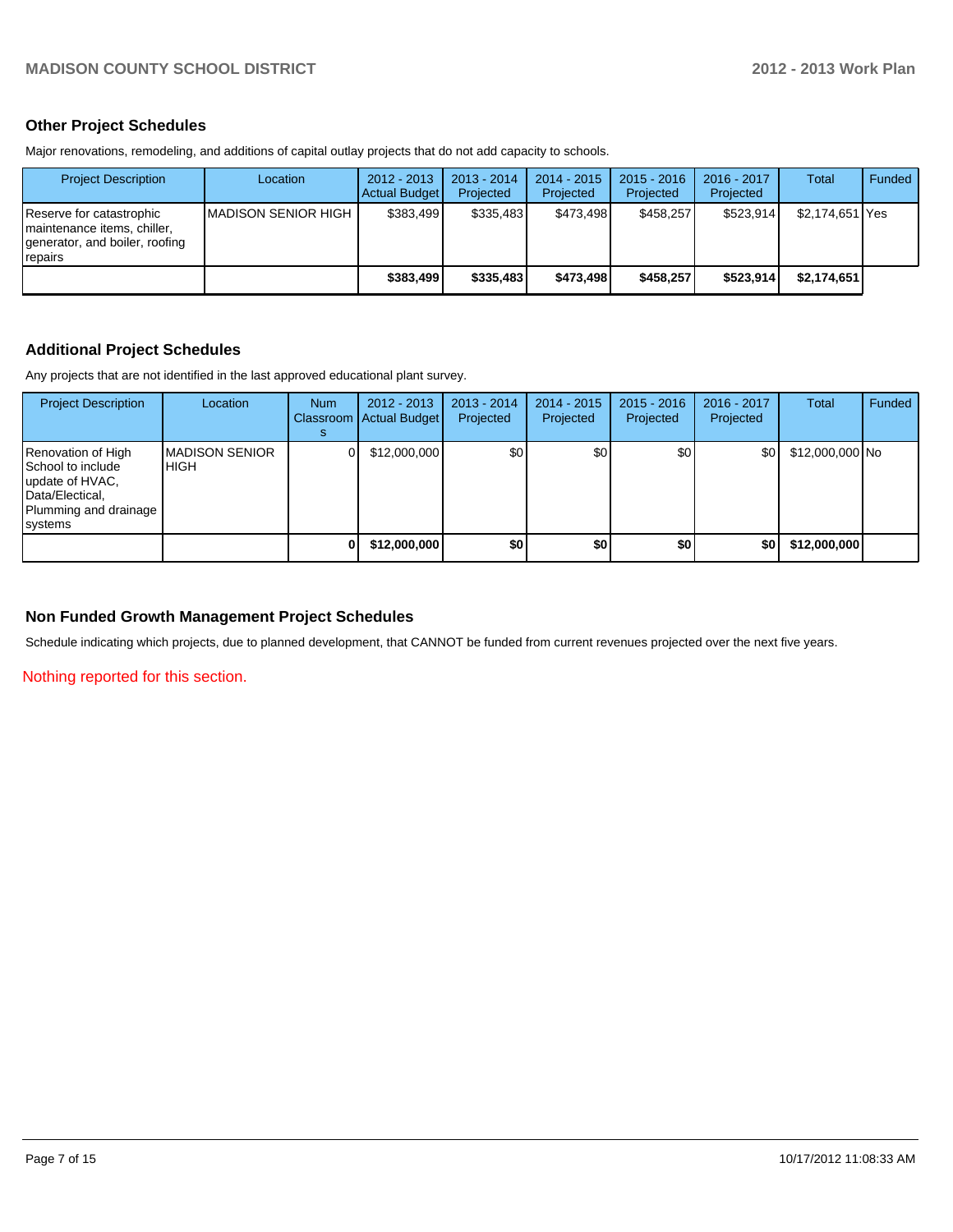## Other Project Schedules

Major renovations, remodeling, and additions of capital outlay projects that do not add capacity to schools.

| Project Description | Location | 2012 - 2013 Actual Budget | 2013 - 2014 Projected | 2014 - 2015 Projected | 2015 - 2016 Projected | 2016 - 2017 Projected | Total | Funded |
|---|---|---|---|---|---|---|---|---|
| Reserve for catastrophic maintenance items, chiller, generator, and boiler, roofing repairs | MADISON SENIOR HIGH | $383,499 | $335,483 | $473,498 | $458,257 | $523,914 | $2,174,651 | Yes |
| | | **$383,499** | **$335,483** | **$473,498** | **$458,257** | **$523,914** | **$2,174,651** | |

## Additional Project Schedules

Any projects that are not identified in the last approved educational plant survey.

| Project Description | Location | Num Classrooms | 2012 - 2013 Actual Budget | 2013 - 2014 Projected | 2014 - 2015 Projected | 2015 - 2016 Projected | 2016 - 2017 Projected | Total | Funded |
|---|---|---|---|---|---|---|---|---|---|
| Renovation of High School to include update of HVAC, Data/Electical, Plumming and drainage systems | MADISON SENIOR HIGH | 0 | $12,000,000 | $0 | $0 | $0 | $0 | $12,000,000 | No |
| | | **0** | **$12,000,000** | **$0** | **$0** | **$0** | **$0** | **$12,000,000** | |

## Non Funded Growth Management Project Schedules

Schedule indicating which projects, due to planned development, that CANNOT be funded from current revenues projected over the next five years.

Nothing reported for this section.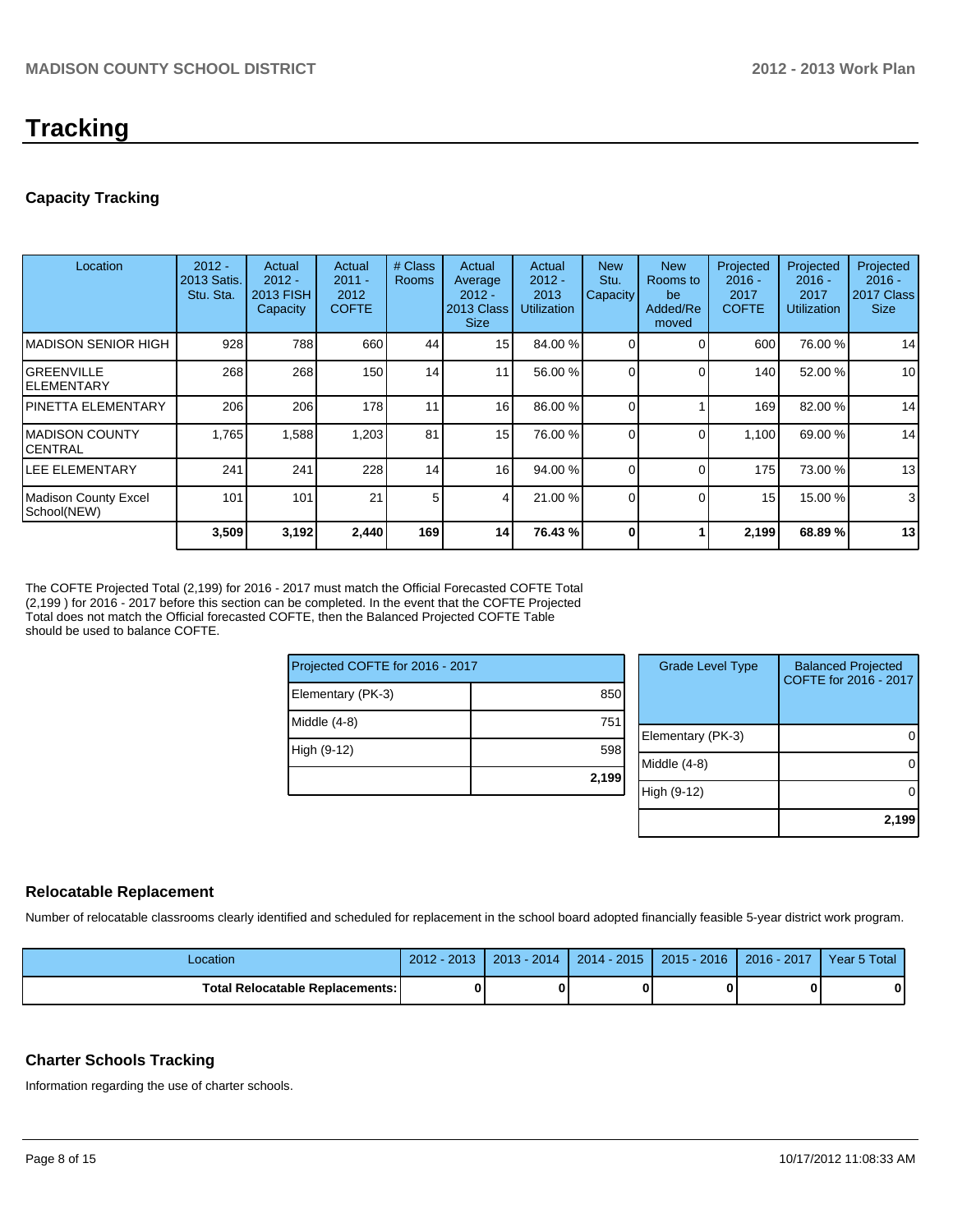# Tracking

## Capacity Tracking

| Location | 2012 - 2013 Satis. Stu. Sta. | Actual 2012 - 2013 FISH Capacity | Actual 2011 - 2012 COFTE | # Class Rooms | Actual Average 2012 - 2013 Class Size | Actual 2012 - 2013 Utilization | New Stu. Capacity | New Rooms to be Added/Removed | Projected 2016 - 2017 COFTE | Projected 2016 - 2017 Utilization | Projected 2016 - 2017 Class Size |
|---|---|---|---|---|---|---|---|---|---|---|---|
| MADISON SENIOR HIGH | 928 | 788 | 660 | 44 | 15 | 84.00 % | 0 | 0 | 600 | 76.00 % | 14 |
| GREENVILLE ELEMENTARY | 268 | 268 | 150 | 14 | 11 | 56.00 % | 0 | 0 | 140 | 52.00 % | 10 |
| PINETTA ELEMENTARY | 206 | 206 | 178 | 11 | 16 | 86.00 % | 0 | 1 | 169 | 82.00 % | 14 |
| MADISON COUNTY CENTRAL | 1,765 | 1,588 | 1,203 | 81 | 15 | 76.00 % | 0 | 0 | 1,100 | 69.00 % | 14 |
| LEE ELEMENTARY | 241 | 241 | 228 | 14 | 16 | 94.00 % | 0 | 0 | 175 | 73.00 % | 13 |
| Madison County Excel School(NEW) | 101 | 101 | 21 | 5 | 4 | 21.00 % | 0 | 0 | 15 | 15.00 % | 3 |
| | **3,509** | **3,192** | **2,440** | **169** | **14** | **76.43 %** | **0** | **1** | **2,199** | **68.89 %** | **13** |

The COFTE Projected Total (2,199) for 2016 - 2017 must match the Official Forecasted COFTE Total (2,199 ) for 2016 - 2017 before this section can be completed. In the event that the COFTE Projected Total does not match the Official forecasted COFTE, then the Balanced Projected COFTE Table should be used to balance COFTE.

| Projected COFTE for 2016 - 2017 | |
|---|---|
| Elementary (PK-3) | 850 |
| Middle (4-8) | 751 |
| High (9-12) | 598 |
| | **2,199** |

| Grade Level Type | Balanced Projected COFTE for 2016 - 2017 |
|---|---|
| Elementary (PK-3) | 0 |
| Middle (4-8) | 0 |
| High (9-12) | 0 |
| | **2,199** |

## Relocatable Replacement

Number of relocatable classrooms clearly identified and scheduled for replacement in the school board adopted financially feasible 5-year district work program.

| Location | 2012 - 2013 | 2013 - 2014 | 2014 - 2015 | 2015 - 2016 | 2016 - 2017 | Year 5 Total |
|---|---|---|---|---|---|---|
| **Total Relocatable Replacements:** | **0** | **0** | **0** | **0** | **0** | **0** |

## Charter Schools Tracking

Information regarding the use of charter schools.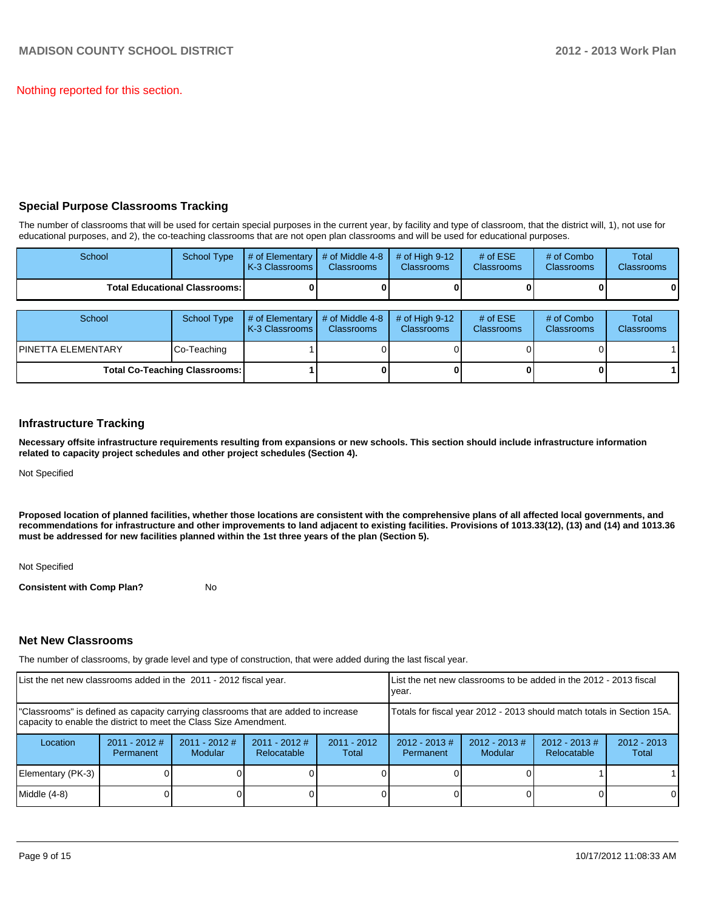Nothing reported for this section.

## Special Purpose Classrooms Tracking

The number of classrooms that will be used for certain special purposes in the current year, by facility and type of classroom, that the district will, 1), not use for educational purposes, and 2), the co-teaching classrooms that are not open plan classrooms and will be used for educational purposes.

| School | School Type | # of Elementary K-3 Classrooms | # of Middle 4-8 Classrooms | # of High 9-12 Classrooms | # of ESE Classrooms | # of Combo Classrooms | Total Classrooms |
|---|---|---|---|---|---|---|---|
| **Total Educational Classrooms:** | | **0** | **0** | **0** | **0** | **0** | **0** |

| School | School Type | # of Elementary K-3 Classrooms | # of Middle 4-8 Classrooms | # of High 9-12 Classrooms | # of ESE Classrooms | # of Combo Classrooms | Total Classrooms |
|---|---|---|---|---|---|---|---|
| PINETTA ELEMENTARY | Co-Teaching | 1 | 0 | 0 | 0 | 0 | 1 |
| **Total Co-Teaching Classrooms:** | | **1** | **0** | **0** | **0** | **0** | **1** |

## Infrastructure Tracking

**Necessary offsite infrastructure requirements resulting from expansions or new schools. This section should include infrastructure information related to capacity project schedules and other project schedules (Section 4).**

Not Specified

**Proposed location of planned facilities, whether those locations are consistent with the comprehensive plans of all affected local governments, and recommendations for infrastructure and other improvements to land adjacent to existing facilities. Provisions of 1013.33(12), (13) and (14) and 1013.36 must be addressed for new facilities planned within the 1st three years of the plan (Section 5).**

Not Specified

**Consistent with Comp Plan?** No

## Net New Classrooms

The number of classrooms, by grade level and type of construction, that were added during the last fiscal year.

| List the net new classrooms added in the 2011 - 2012 fiscal year. | | | | | List the net new classrooms to be added in the 2012 - 2013 fiscal year. | | | |
|---|---|---|---|---|---|---|---|---|
| "Classrooms" is defined as capacity carrying classrooms that are added to increase capacity to enable the district to meet the Class Size Amendment. | | | | | Totals for fiscal year 2012 - 2013 should match totals in Section 15A. | | | |
| Location | 2011 - 2012 # Permanent | 2011 - 2012 # Modular | 2011 - 2012 # Relocatable | 2011 - 2012 Total | 2012 - 2013 # Permanent | 2012 - 2013 # Modular | 2012 - 2013 # Relocatable | 2012 - 2013 Total |
| Elementary (PK-3) | 0 | 0 | 0 | 0 | 0 | 0 | 1 | 1 |
| Middle (4-8) | 0 | 0 | 0 | 0 | 0 | 0 | 0 | 0 |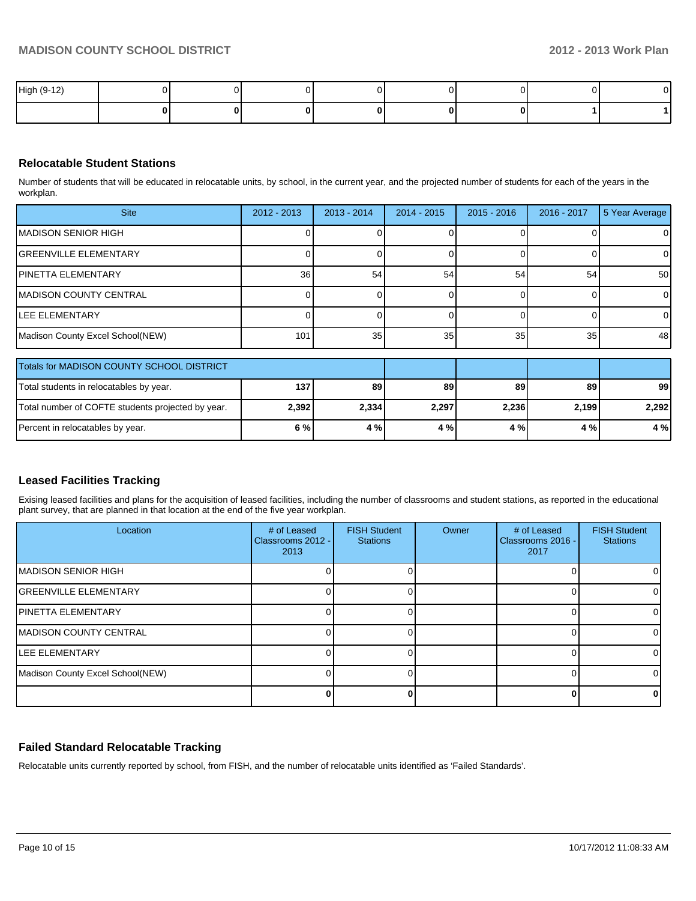| High (9-12) | 0 | 0 | 0 | 0 | 0 | 0 | 0 | 0 |
|---|---|---|---|---|---|---|---|---|
| | **0** | **0** | **0** | **0** | **0** | **0** | **1** | **1** |

### Relocatable Student Stations

Number of students that will be educated in relocatable units, by school, in the current year, and the projected number of students for each of the years in the workplan.

| Site | 2012 - 2013 | 2013 - 2014 | 2014 - 2015 | 2015 - 2016 | 2016 - 2017 | 5 Year Average |
|---|---|---|---|---|---|---|
| MADISON SENIOR HIGH | 0 | 0 | 0 | 0 | 0 | 0 |
| GREENVILLE ELEMENTARY | 0 | 0 | 0 | 0 | 0 | 0 |
| PINETTA ELEMENTARY | 36 | 54 | 54 | 54 | 54 | 50 |
| MADISON COUNTY CENTRAL | 0 | 0 | 0 | 0 | 0 | 0 |
| LEE ELEMENTARY | 0 | 0 | 0 | 0 | 0 | 0 |
| Madison County Excel School(NEW) | 101 | 35 | 35 | 35 | 35 | 48 |

| Totals for MADISON COUNTY SCHOOL DISTRICT | | | | | | |
|---|---|---|---|---|---|---|
| Total students in relocatables by year. | **137** | **89** | **89** | **89** | **89** | **99** |
| Total number of COFTE students projected by year. | **2,392** | **2,334** | **2,297** | **2,236** | **2,199** | **2,292** |
| Percent in relocatables by year. | **6 %** | **4 %** | **4 %** | **4 %** | **4 %** | **4 %** |

### Leased Facilities Tracking

Exising leased facilities and plans for the acquisition of leased facilities, including the number of classrooms and student stations, as reported in the educational plant survey, that are planned in that location at the end of the five year workplan.

| Location | # of Leased Classrooms 2012 - 2013 | FISH Student Stations | Owner | # of Leased Classrooms 2016 - 2017 | FISH Student Stations |
|---|---|---|---|---|---|
| MADISON SENIOR HIGH | 0 | 0 | | 0 | 0 |
| GREENVILLE ELEMENTARY | 0 | 0 | | 0 | 0 |
| PINETTA ELEMENTARY | 0 | 0 | | 0 | 0 |
| MADISON COUNTY CENTRAL | 0 | 0 | | 0 | 0 |
| LEE ELEMENTARY | 0 | 0 | | 0 | 0 |
| Madison County Excel School(NEW) | 0 | 0 | | 0 | 0 |
| | **0** | **0** | | **0** | **0** |

### Failed Standard Relocatable Tracking

Relocatable units currently reported by school, from FISH, and the number of relocatable units identified as 'Failed Standards'.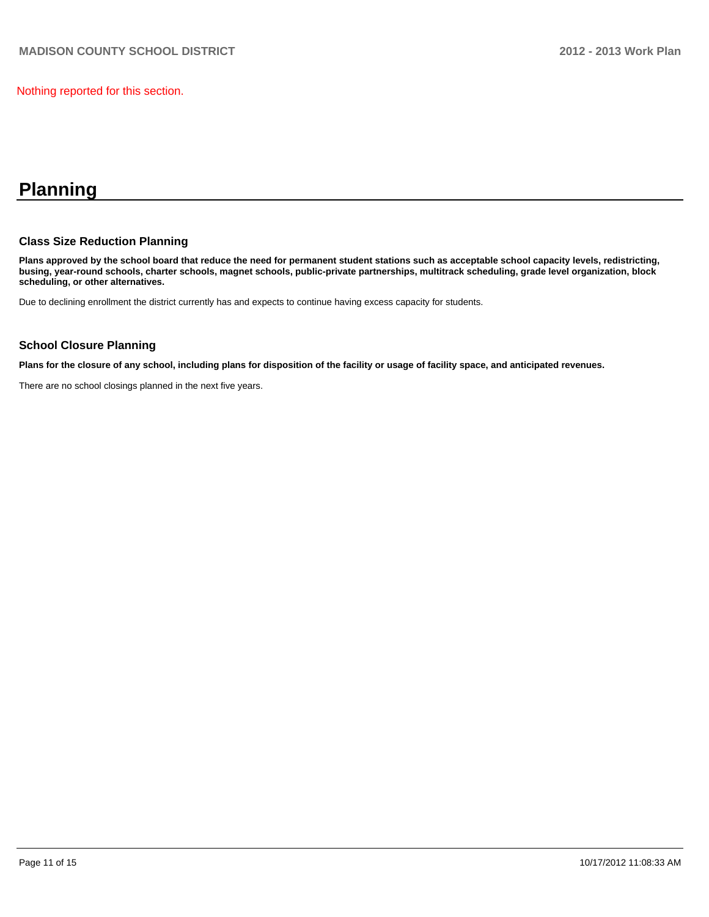Nothing reported for this section.

# Planning

## Class Size Reduction Planning

**Plans approved by the school board that reduce the need for permanent student stations such as acceptable school capacity levels, redistricting, busing, year-round schools, charter schools, magnet schools, public-private partnerships, multitrack scheduling, grade level organization, block scheduling, or other alternatives.**

Due to declining enrollment the district currently has and expects to continue having excess capacity for students.

## School Closure Planning

**Plans for the closure of any school, including plans for disposition of the facility or usage of facility space, and anticipated revenues.**

There are no school closings planned in the next five years.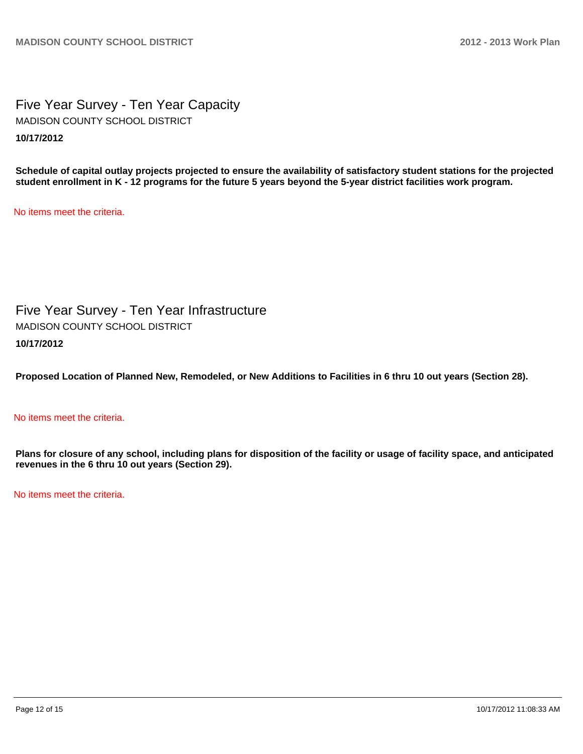## Five Year Survey - Ten Year Capacity

MADISON COUNTY SCHOOL DISTRICT

**10/17/2012**

**Schedule of capital outlay projects projected to ensure the availability of satisfactory student stations for the projected student enrollment in K - 12 programs for the future 5 years beyond the 5-year district facilities work program.**

No items meet the criteria.

## Five Year Survey - Ten Year Infrastructure

MADISON COUNTY SCHOOL DISTRICT

**10/17/2012**

**Proposed Location of Planned New, Remodeled, or New Additions to Facilities in 6 thru 10 out years (Section 28).**

No items meet the criteria.

**Plans for closure of any school, including plans for disposition of the facility or usage of facility space, and anticipated revenues in the 6 thru 10 out years (Section 29).**

No items meet the criteria.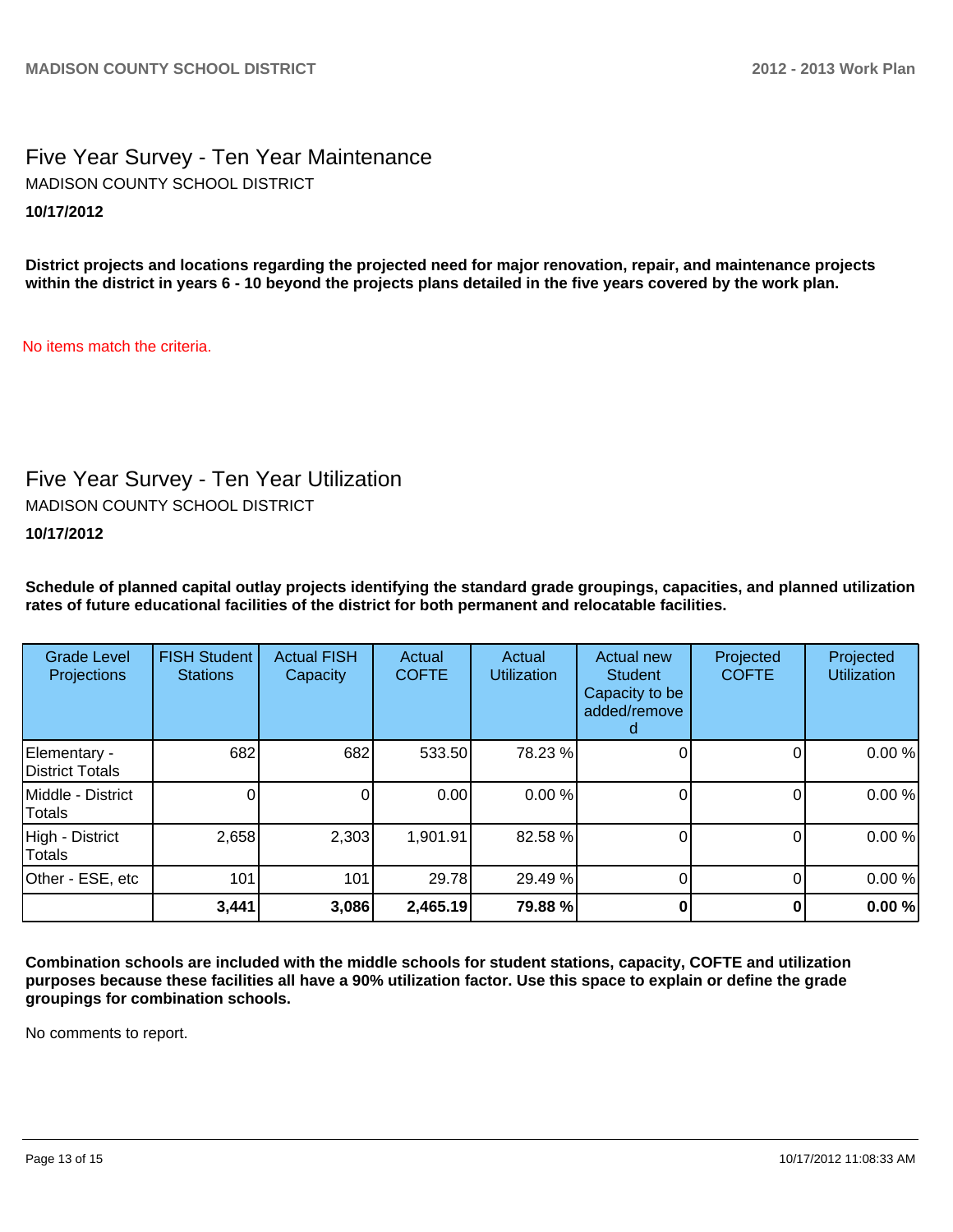## Five Year Survey - Ten Year Maintenance

MADISON COUNTY SCHOOL DISTRICT

**10/17/2012**

**District projects and locations regarding the projected need for major renovation, repair, and maintenance projects within the district in years 6 - 10 beyond the projects plans detailed in the five years covered by the work plan.**

No items match the criteria.

## Five Year Survey - Ten Year Utilization

MADISON COUNTY SCHOOL DISTRICT

**10/17/2012**

**Schedule of planned capital outlay projects identifying the standard grade groupings, capacities, and planned utilization rates of future educational facilities of the district for both permanent and relocatable facilities.**

| Grade Level Projections | FISH Student Stations | Actual FISH Capacity | Actual COFTE | Actual Utilization | Actual new Student Capacity to be added/removed | Projected COFTE | Projected Utilization |
|---|---|---|---|---|---|---|---|
| Elementary - District Totals | 682 | 682 | 533.50 | 78.23 % | 0 | 0 | 0.00 % |
| Middle - District Totals | 0 | 0 | 0.00 | 0.00 % | 0 | 0 | 0.00 % |
| High - District Totals | 2,658 | 2,303 | 1,901.91 | 82.58 % | 0 | 0 | 0.00 % |
| Other - ESE, etc | 101 | 101 | 29.78 | 29.49 % | 0 | 0 | 0.00 % |
| | **3,441** | **3,086** | **2,465.19** | **79.88 %** | **0** | **0** | **0.00 %** |

**Combination schools are included with the middle schools for student stations, capacity, COFTE and utilization purposes because these facilities all have a 90% utilization factor. Use this space to explain or define the grade groupings for combination schools.**

No comments to report.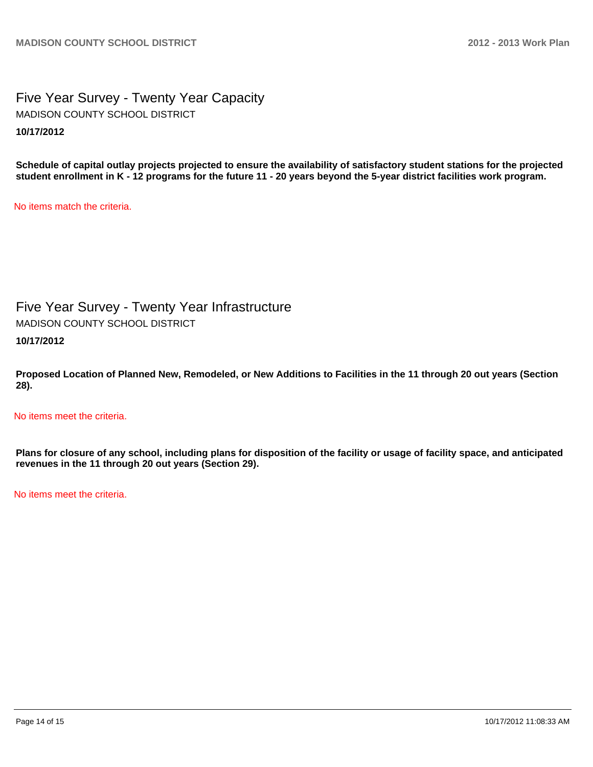## Five Year Survey - Twenty Year Capacity

MADISON COUNTY SCHOOL DISTRICT

**10/17/2012**

**Schedule of capital outlay projects projected to ensure the availability of satisfactory student stations for the projected student enrollment in K - 12 programs for the future 11 - 20 years beyond the 5-year district facilities work program.**

No items match the criteria.

## Five Year Survey - Twenty Year Infrastructure

MADISON COUNTY SCHOOL DISTRICT

**10/17/2012**

**Proposed Location of Planned New, Remodeled, or New Additions to Facilities in the 11 through 20 out years (Section 28).**

No items meet the criteria.

**Plans for closure of any school, including plans for disposition of the facility or usage of facility space, and anticipated revenues in the 11 through 20 out years (Section 29).**

No items meet the criteria.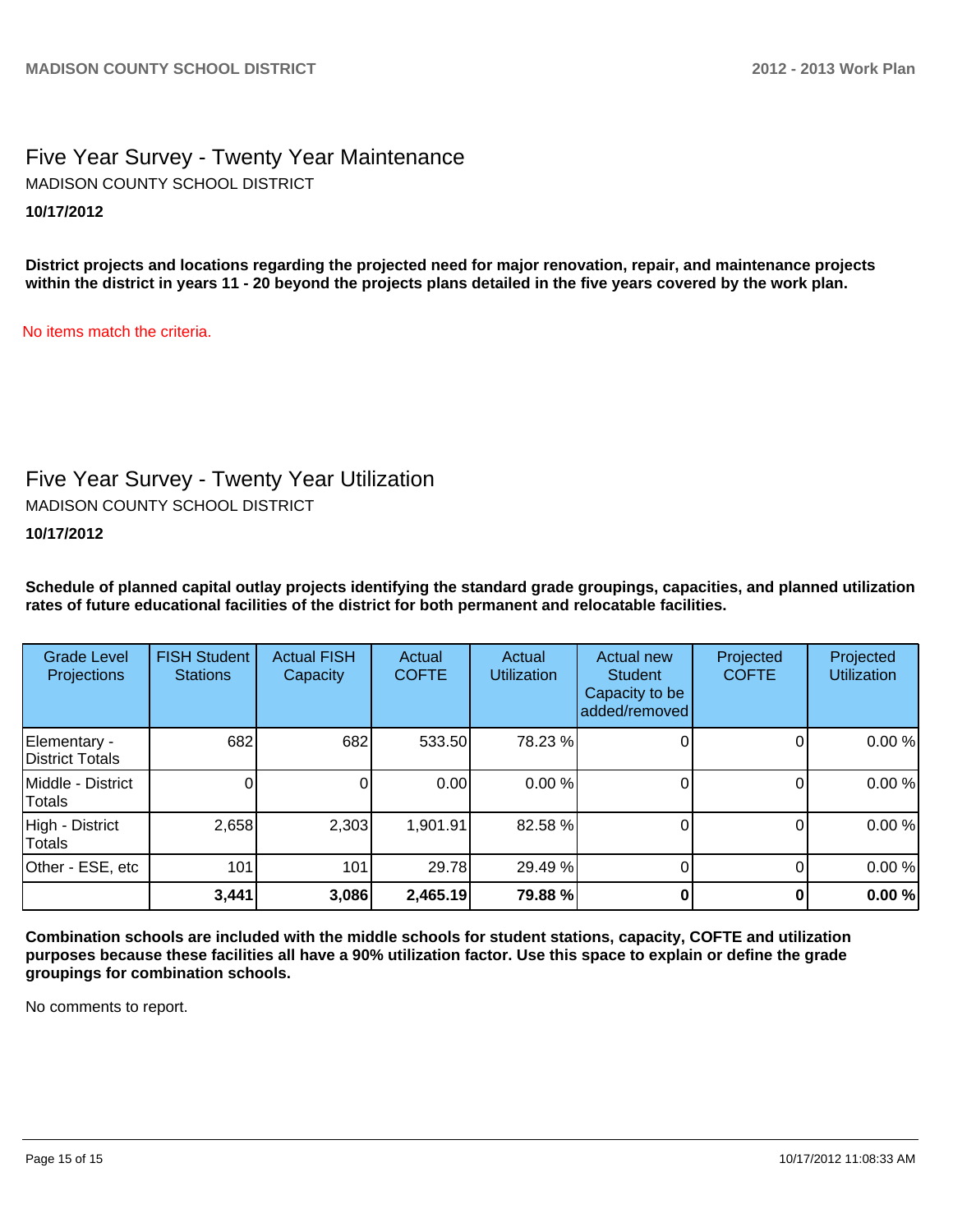# Five Year Survey - Twenty Year Maintenance

MADISON COUNTY SCHOOL DISTRICT

**10/17/2012**

**District projects and locations regarding the projected need for major renovation, repair, and maintenance projects within the district in years 11 - 20 beyond the projects plans detailed in the five years covered by the work plan.**

No items match the criteria.

# Five Year Survey - Twenty Year Utilization

MADISON COUNTY SCHOOL DISTRICT

**10/17/2012**

**Schedule of planned capital outlay projects identifying the standard grade groupings, capacities, and planned utilization rates of future educational facilities of the district for both permanent and relocatable facilities.**

| Grade Level Projections | FISH Student Stations | Actual FISH Capacity | Actual COFTE | Actual Utilization | Actual new Student Capacity to be added/removed | Projected COFTE | Projected Utilization |
|---|---|---|---|---|---|---|---|
| Elementary - District Totals | 682 | 682 | 533.50 | 78.23 % | 0 | 0 | 0.00 % |
| Middle - District Totals | 0 | 0 | 0.00 | 0.00 % | 0 | 0 | 0.00 % |
| High - District Totals | 2,658 | 2,303 | 1,901.91 | 82.58 % | 0 | 0 | 0.00 % |
| Other - ESE, etc | 101 | 101 | 29.78 | 29.49 % | 0 | 0 | 0.00 % |
| | **3,441** | **3,086** | **2,465.19** | **79.88 %** | **0** | **0** | **0.00 %** |

**Combination schools are included with the middle schools for student stations, capacity, COFTE and utilization purposes because these facilities all have a 90% utilization factor. Use this space to explain or define the grade groupings for combination schools.**

No comments to report.